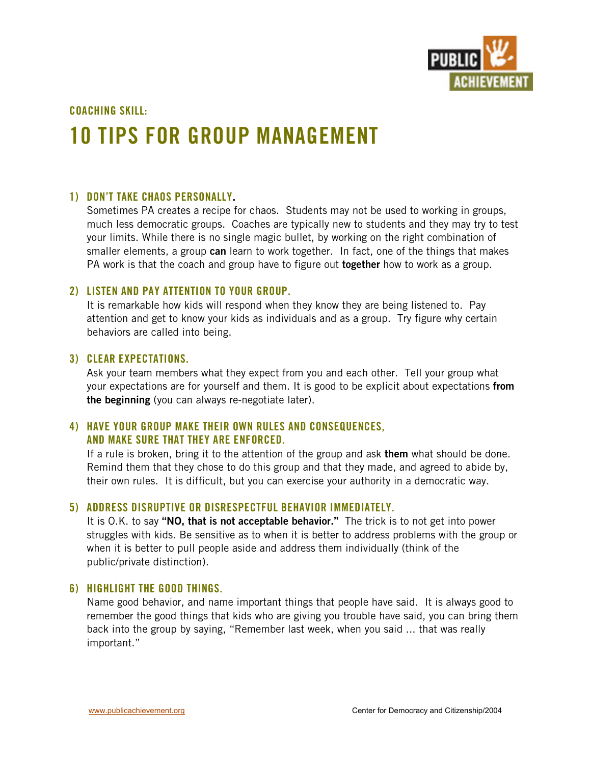COACHING SKILL:

# 10 TIPS FOR GROUP MANAGEMENT

## 1) DON'T TAKE CHAOS PERSONALLY.

Sometimes PA creates a recipe for chaos. Students may not be used to working in groups, much less democratic groups. Coaches are typically new to students and they may try to test your limits. While there is no single magic bullet, by working on the right combination of smaller elements, a group **can** learn to work together. In fact, one of the things that makes PA work is that the coach and group have to figure out **together** how to work as a group.

## 2) LISTEN AND PAY ATTENTION TO YOUR GROUP.

It is remarkable how kids will respond when they know they are being listened to. Pay attention and get to know your kids as individuals and as a group. Try figure why certain behaviors are called into being.

## 3) CLEAR EXPECTATIONS.

Ask your team members what they expect from you and each other. Tell your group what your expectations are for yourself and them. It is good to be explicit about expectations **from the beginning** (you can always re-negotiate later).

## 4) HAVE YOUR GROUP MAKE THEIR OWN RULES AND CONSEQUENCES, AND MAKE SURE THAT THEY ARE ENFORCED.

If a rule is broken, bring it to the attention of the group and ask **them** what should be done. Remind them that they chose to do this group and that they made, and agreed to abide by, their own rules. It is difficult, but you can exercise your authority in a democratic way.

## 5) ADDRESS DISRUPTIVE OR DISRESPECTFUL BEHAVIOR IMMEDIATELY.

It is O.K. to say **"NO, that is not acceptable behavior."** The trick is to not get into power struggles with kids. Be sensitive as to when it is better to address problems with the group or when it is better to pull people aside and address them individually (think of the public/private distinction).

## 6) HIGHLIGHT THE GOOD THINGS.

Name good behavior, and name important things that people have said. It is always good to remember the good things that kids who are giving you trouble have said, you can bring them back into the group by saying, "Remember last week, when you said … that was really important."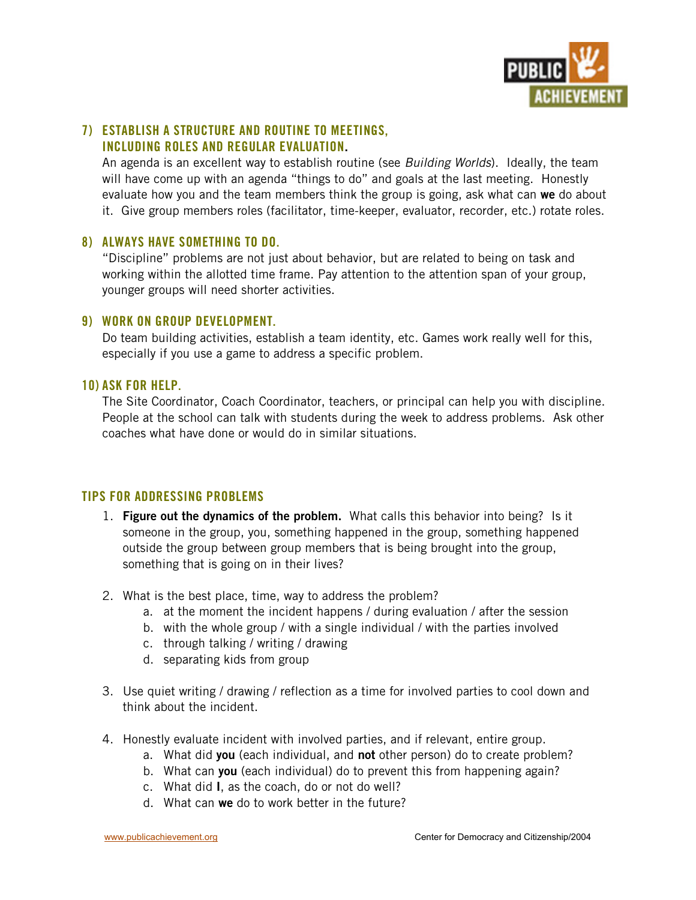7) **ESTABLISH A STRUCTURE AND ROUTINE TO MEETINGS, INCLUDING ROLES AND REGULAR EVALUATION.**
An agenda is an excellent way to establish routine (see *Building Worlds*). Ideally, the team will have come up with an agenda "things to do" and goals at the last meeting. Honestly evaluate how you and the team members think the group is going, ask what can **we** do about it. Give group members roles (facilitator, time-keeper, evaluator, recorder, etc.) rotate roles.

8) **ALWAYS HAVE SOMETHING TO DO.**
"Discipline" problems are not just about behavior, but are related to being on task and working within the allotted time frame. Pay attention to the attention span of your group, younger groups will need shorter activities.

9) **WORK ON GROUP DEVELOPMENT.**
Do team building activities, establish a team identity, etc. Games work really well for this, especially if you use a game to address a specific problem.

10) **ASK FOR HELP.**
The Site Coordinator, Coach Coordinator, teachers, or principal can help you with discipline. People at the school can talk with students during the week to address problems. Ask other coaches what have done or would do in similar situations.

## TIPS FOR ADDRESSING PROBLEMS

1. **Figure out the dynamics of the problem.** What calls this behavior into being? Is it someone in the group, you, something happened in the group, something happened outside the group between group members that is being brought into the group, something that is going on in their lives?

2. What is the best place, time, way to address the problem?
   a. at the moment the incident happens / during evaluation / after the session
   b. with the whole group / with a single individual / with the parties involved
   c. through talking / writing / drawing
   d. separating kids from group

3. Use quiet writing / drawing / reflection as a time for involved parties to cool down and think about the incident.

4. Honestly evaluate incident with involved parties, and if relevant, entire group.
   a. What did **you** (each individual, and **not** other person) do to create problem?
   b. What can **you** (each individual) do to prevent this from happening again?
   c. What did **I**, as the coach, do or not do well?
   d. What can **we** do to work better in the future?